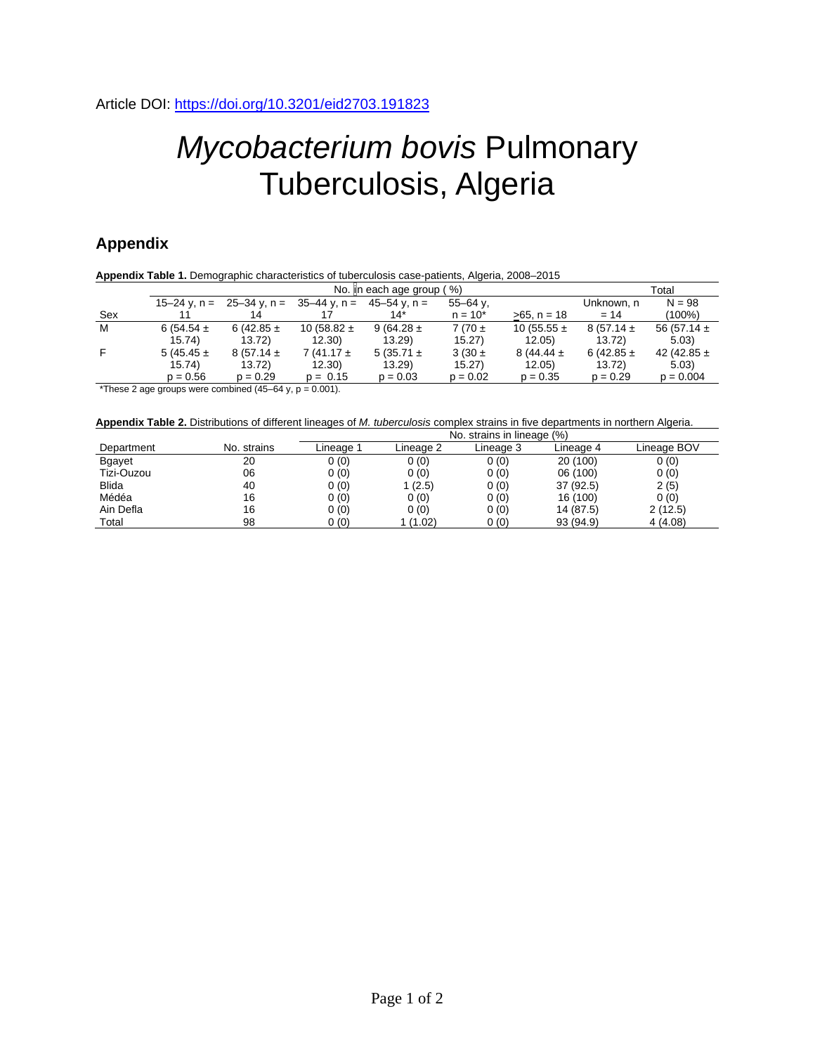Article DOI: https://doi.org/10.3201/eid2703.191823

# *Mycobacterium bovis* Pulmonary Tuberculosis, Algeria

## Appendix

**Appendix Table 1.** Demographic characteristics of tuberculosis case-patients, Algeria, 2008–2015

| Sex | No. in each age group (%) | | | | | | | Total |
|---|---|---|---|---|---|---|---|---|
| | 15–24 y, n = 11 | 25–34 y, n = 14 | 35–44 y, n = 17 | 45–54 y, n = 14* | 55–64 y, n = 10* | >65, n = 18 | Unknown, n = 14 | N = 98 (100%) |
| M | 6 (54.54 ± 15.74) | 6 (42.85 ± 13.72) | 10 (58.82 ± 12.30) | 9 (64.28 ± 13.29) | 7 (70 ± 15.27) | 10 (55.55 ± 12.05) | 8 (57.14 ± 13.72) | 56 (57.14 ± 5.03) |
| F | 5 (45.45 ± 15.74) p = 0.56 | 8 (57.14 ± 13.72) p = 0.29 | 7 (41.17 ± 12.30) p = 0.15 | 5 (35.71 ± 13.29) p = 0.03 | 3 (30 ± 15.27) p = 0.02 | 8 (44.44 ± 12.05) p = 0.35 | 6 (42.85 ± 13.72) p = 0.29 | 42 (42.85 ± 5.03) p = 0.004 |

*These 2 age groups were combined (45–64 y, p = 0.001).

**Appendix Table 2.** Distributions of different lineages of *M. tuberculosis* complex strains in five departments in northern Algeria.

| Department | No. strains | No. strains in lineage (%) | | | | |
|---|---|---|---|---|---|---|
| | | Lineage 1 | Lineage 2 | Lineage 3 | Lineage 4 | Lineage BOV |
| Bgayet | 20 | 0 (0) | 0 (0) | 0 (0) | 20 (100) | 0 (0) |
| Tizi-Ouzou | 06 | 0 (0) | 0 (0) | 0 (0) | 06 (100) | 0 (0) |
| Blida | 40 | 0 (0) | 1 (2.5) | 0 (0) | 37 (92.5) | 2 (5) |
| Médéa | 16 | 0 (0) | 0 (0) | 0 (0) | 16 (100) | 0 (0) |
| Ain Defla | 16 | 0 (0) | 0 (0) | 0 (0) | 14 (87.5) | 2 (12.5) |
| Total | 98 | 0 (0) | 1 (1.02) | 0 (0) | 93 (94.9) | 4 (4.08) |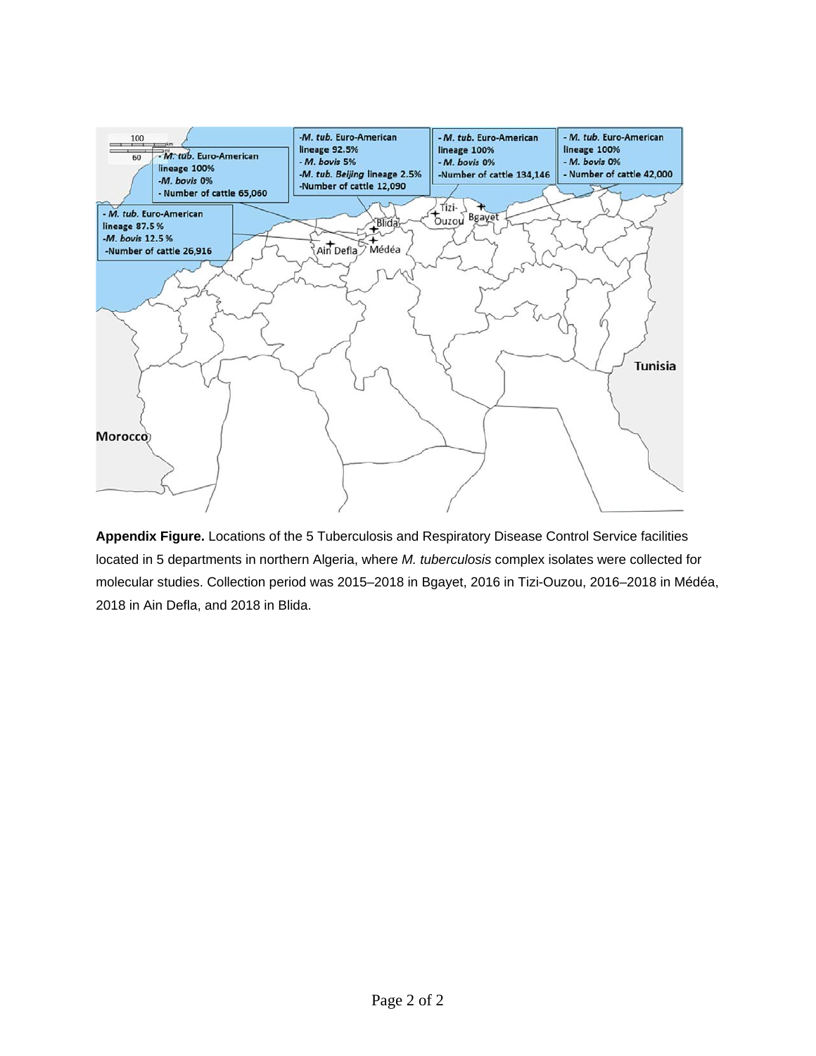100
km
60
mi

- *M. tub.* Euro-American lineage 100%
- *M. bovis* 0%
- Number of cattle 65,060

- *M. tub.* Euro-American lineage 92.5%
- *M. bovis* 5%
- *M. tub. Beijing* lineage 2.5%
- Number of cattle 12,090

- *M. tub.* Euro-American lineage 100%
- *M. bovis* 0%
- Number of cattle 134,146

- *M. tub.* Euro-American lineage 100%
- *M. bovis* 0%
- Number of cattle 42,000

- *M. tub.* Euro-American lineage 87.5 %
- *M. bovis* 12.5 %
- Number of cattle 26,916

Blida
Tizi-Ouzou
Bgayet
Aïn Defla
Médéa
Tunisia
Morocco

**Appendix Figure.** Locations of the 5 Tuberculosis and Respiratory Disease Control Service facilities located in 5 departments in northern Algeria, where *M. tuberculosis* complex isolates were collected for molecular studies. Collection period was 2015–2018 in Bgayet, 2016 in Tizi-Ouzou, 2016–2018 in Médéa, 2018 in Ain Defla, and 2018 in Blida.